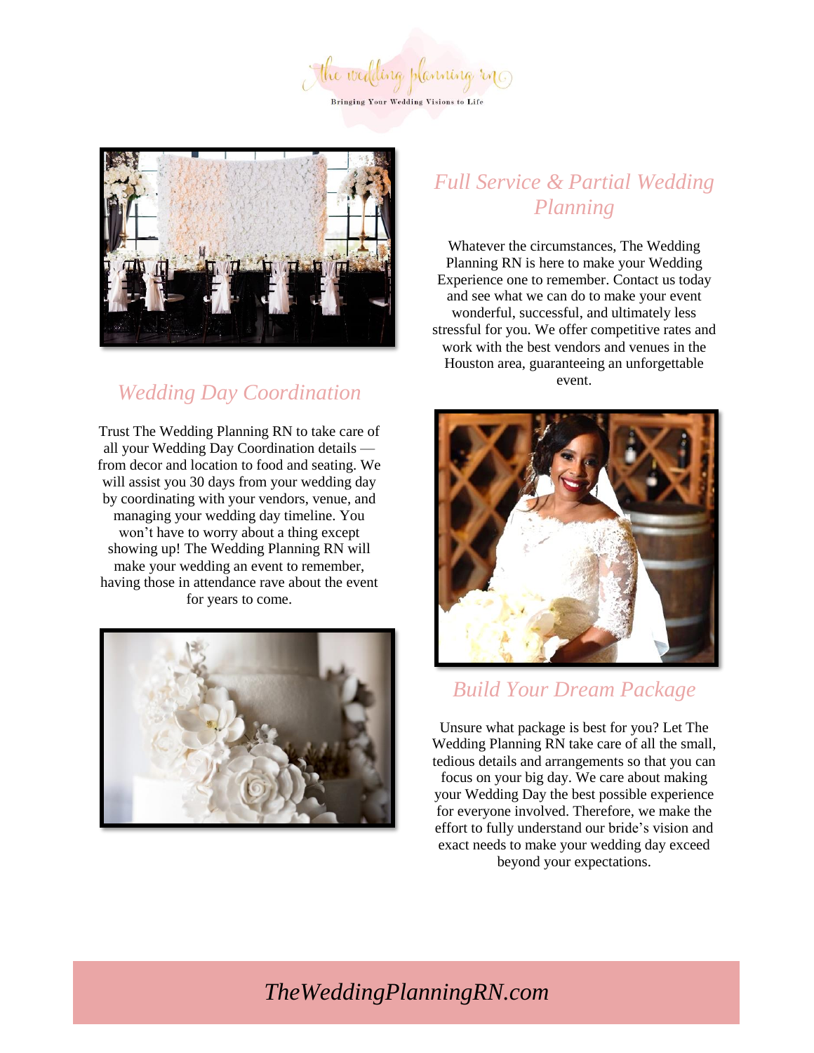the wedding planning rn

Bringing Your Wedding Visions to Life

## Full Service & Partial Wedding Planning

Whatever the circumstances, The Wedding Planning RN is here to make your Wedding Experience one to remember. Contact us today and see what we can do to make your event wonderful, successful, and ultimately less stressful for you. We offer competitive rates and work with the best vendors and venues in the Houston area, guaranteeing an unforgettable event.

## Wedding Day Coordination

Trust The Wedding Planning RN to take care of all your Wedding Day Coordination details — from decor and location to food and seating. We will assist you 30 days from your wedding day by coordinating with your vendors, venue, and managing your wedding day timeline. You won't have to worry about a thing except showing up! The Wedding Planning RN will make your wedding an event to remember, having those in attendance rave about the event for years to come.

## Build Your Dream Package

Unsure what package is best for you? Let The Wedding Planning RN take care of all the small, tedious details and arrangements so that you can focus on your big day. We care about making your Wedding Day the best possible experience for everyone involved. Therefore, we make the effort to fully understand our bride's vision and exact needs to make your wedding day exceed beyond your expectations.

*TheWeddingPlanningRN.com*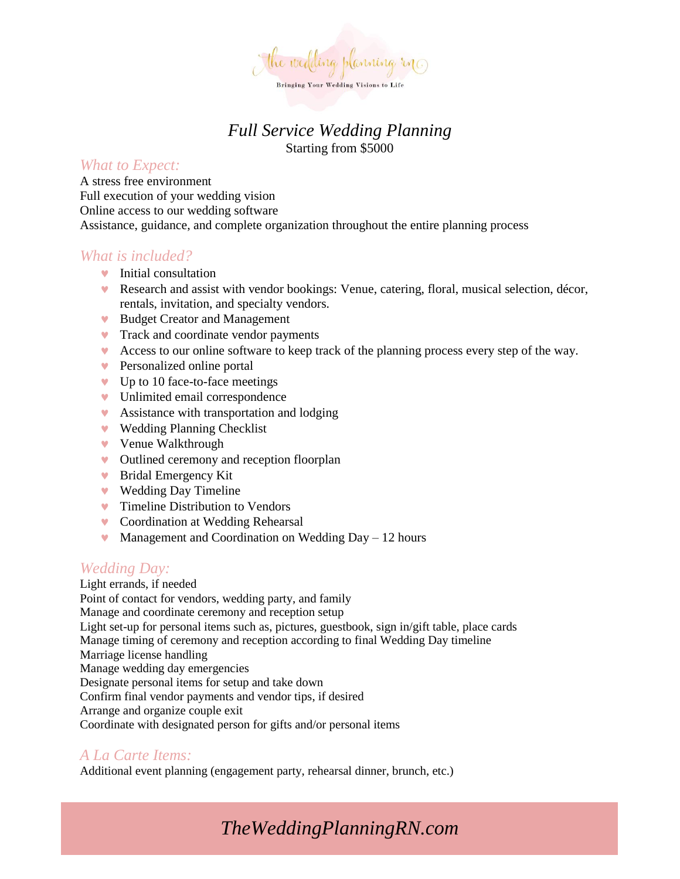# *Full Service Wedding Planning*

Starting from $5000

## *What to Expect:*

A stress free environment
Full execution of your wedding vision
Online access to our wedding software
Assistance, guidance, and complete organization throughout the entire planning process

## *What is included?*

- Initial consultation
- Research and assist with vendor bookings: Venue, catering, floral, musical selection, décor, rentals, invitation, and specialty vendors.
- Budget Creator and Management
- Track and coordinate vendor payments
- Access to our online software to keep track of the planning process every step of the way.
- Personalized online portal
- Up to 10 face-to-face meetings
- Unlimited email correspondence
- Assistance with transportation and lodging
- Wedding Planning Checklist
- Venue Walkthrough
- Outlined ceremony and reception floorplan
- Bridal Emergency Kit
- Wedding Day Timeline
- Timeline Distribution to Vendors
- Coordination at Wedding Rehearsal
- Management and Coordination on Wedding Day – 12 hours

## *Wedding Day:*

Light errands, if needed
Point of contact for vendors, wedding party, and family
Manage and coordinate ceremony and reception setup
Light set-up for personal items such as, pictures, guestbook, sign in/gift table, place cards
Manage timing of ceremony and reception according to final Wedding Day timeline
Marriage license handling
Manage wedding day emergencies
Designate personal items for setup and take down
Confirm final vendor payments and vendor tips, if desired
Arrange and organize couple exit
Coordinate with designated person for gifts and/or personal items

## *A La Carte Items:*

Additional event planning (engagement party, rehearsal dinner, brunch, etc.)

*TheWeddingPlanningRN.com*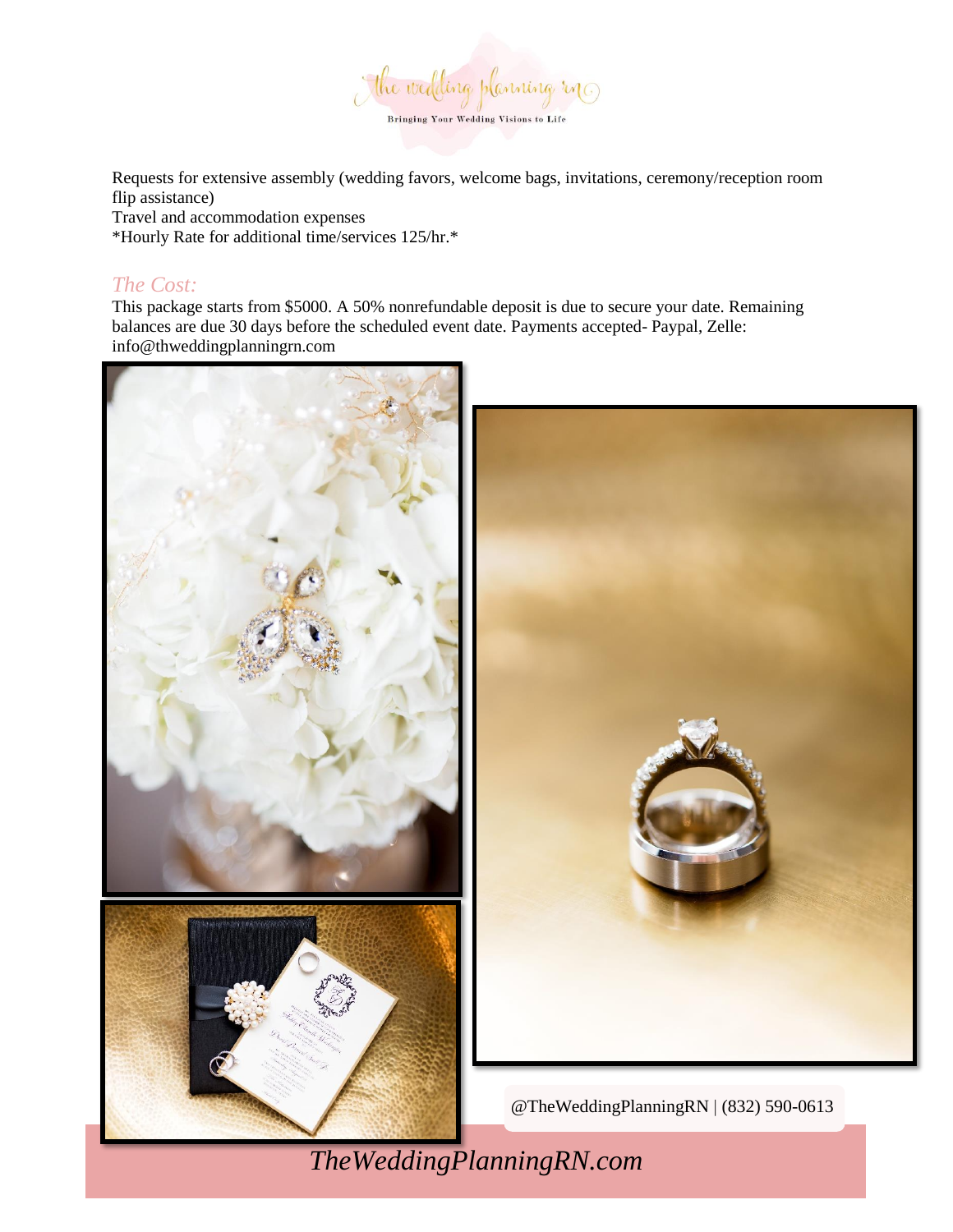Requests for extensive assembly (wedding favors, welcome bags, invitations, ceremony/reception room flip assistance)
Travel and accommodation expenses
*Hourly Rate for additional time/services 125/hr.*

### *The Cost:*

This package starts from $5000. A 50% nonrefundable deposit is due to secure your date. Remaining balances are due 30 days before the scheduled event date. Payments accepted- Paypal, Zelle: info@thweddingplanningrn.com

@TheWeddingPlanningRN | (832) 590-0613

*TheWeddingPlanningRN.com*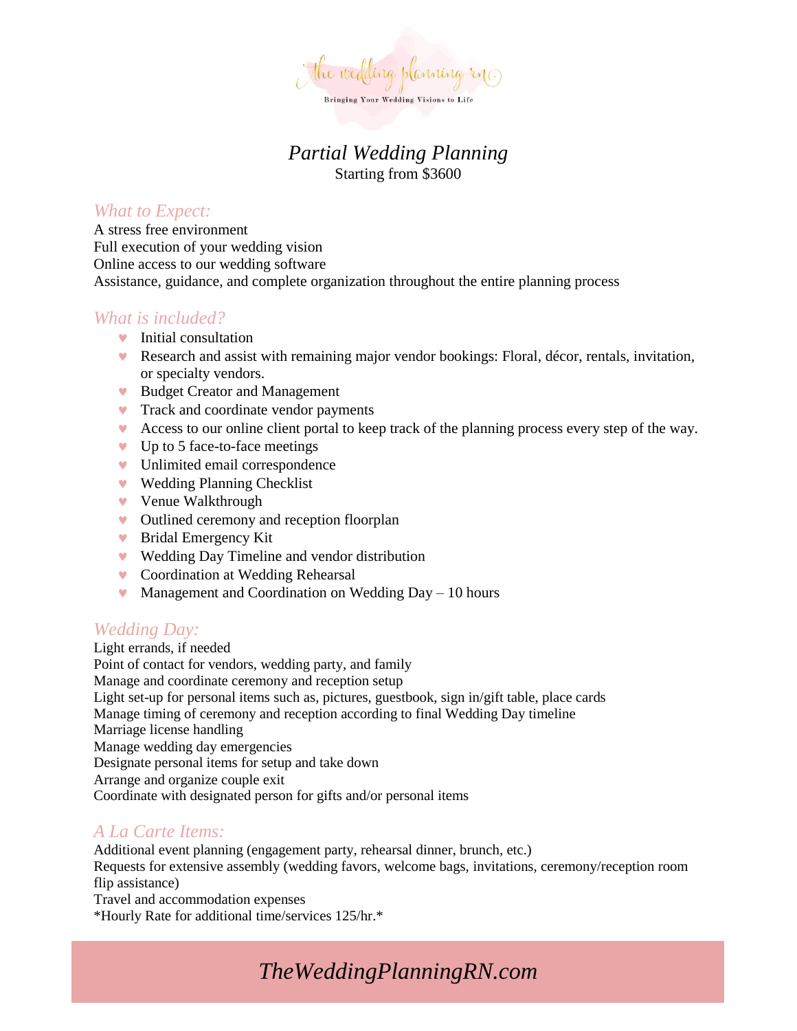# *Partial Wedding Planning*

Starting from $3600

## *What to Expect:*

A stress free environment
Full execution of your wedding vision
Online access to our wedding software
Assistance, guidance, and complete organization throughout the entire planning process

## *What is included?*

- Initial consultation
- Research and assist with remaining major vendor bookings: Floral, décor, rentals, invitation, or specialty vendors.
- Budget Creator and Management
- Track and coordinate vendor payments
- Access to our online client portal to keep track of the planning process every step of the way.
- Up to 5 face-to-face meetings
- Unlimited email correspondence
- Wedding Planning Checklist
- Venue Walkthrough
- Outlined ceremony and reception floorplan
- Bridal Emergency Kit
- Wedding Day Timeline and vendor distribution
- Coordination at Wedding Rehearsal
- Management and Coordination on Wedding Day – 10 hours

## *Wedding Day:*

Light errands, if needed
Point of contact for vendors, wedding party, and family
Manage and coordinate ceremony and reception setup
Light set-up for personal items such as, pictures, guestbook, sign in/gift table, place cards
Manage timing of ceremony and reception according to final Wedding Day timeline
Marriage license handling
Manage wedding day emergencies
Designate personal items for setup and take down
Arrange and organize couple exit
Coordinate with designated person for gifts and/or personal items

## *A La Carte Items:*

Additional event planning (engagement party, rehearsal dinner, brunch, etc.)
Requests for extensive assembly (wedding favors, welcome bags, invitations, ceremony/reception room flip assistance)
Travel and accommodation expenses
*Hourly Rate for additional time/services 125/hr.*

*TheWeddingPlanningRN.com*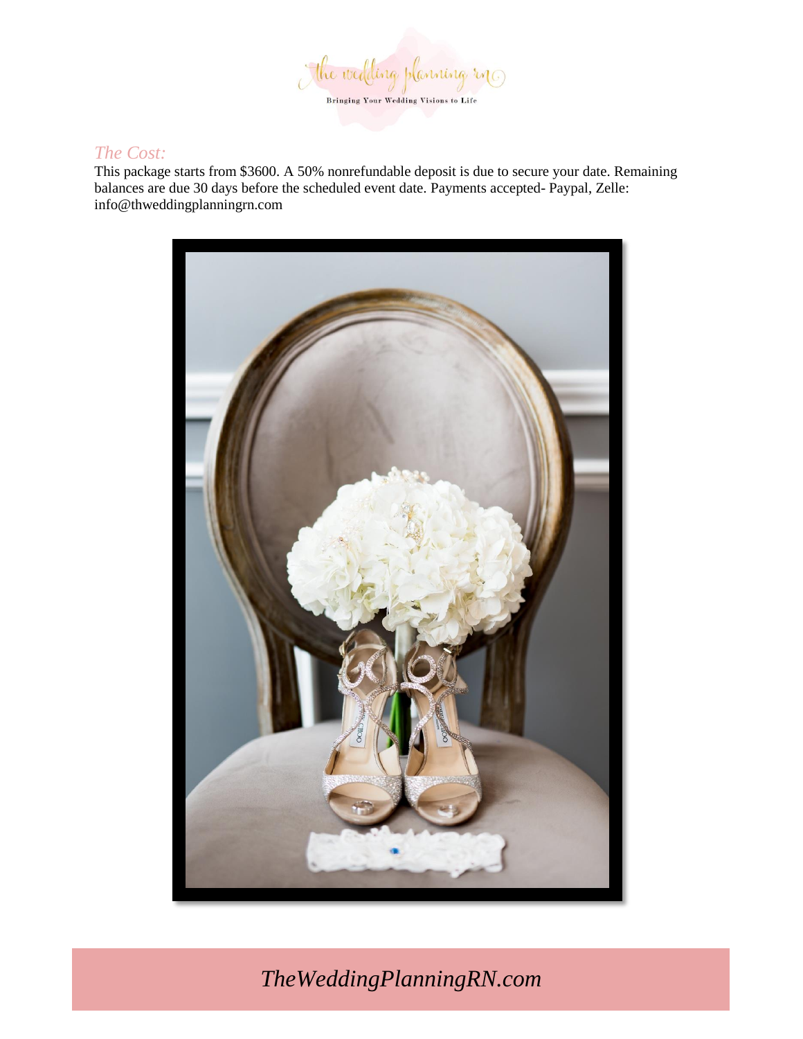## *The Cost:*

This package starts from $3600. A 50% nonrefundable deposit is due to secure your date. Remaining balances are due 30 days before the scheduled event date. Payments accepted- Paypal, Zelle: info@thweddingplanningrn.com

*TheWeddingPlanningRN.com*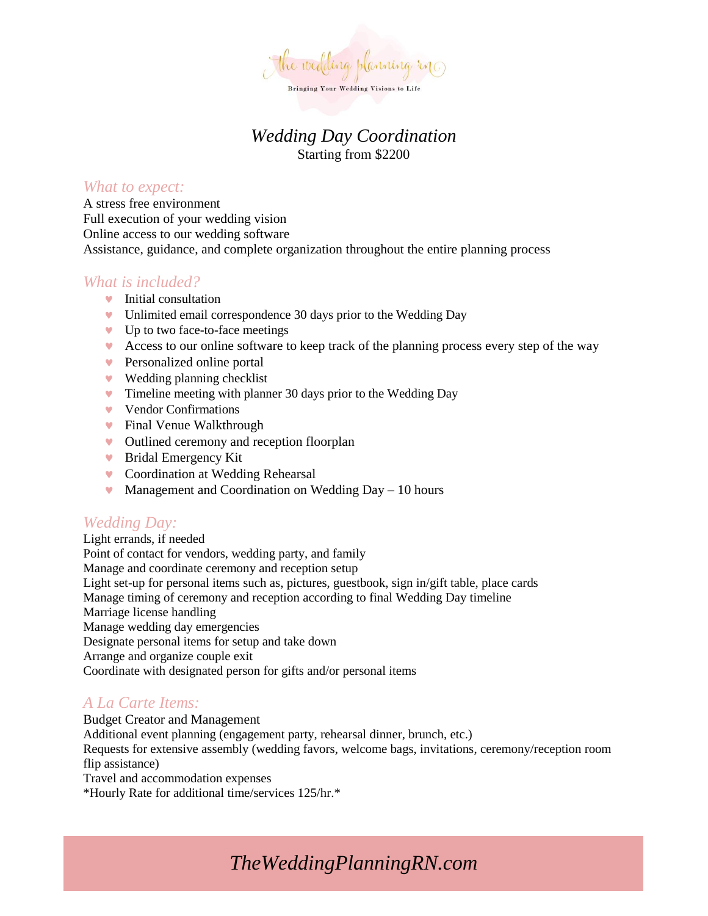the wedding planning rn

Bringing Your Wedding Visions to Life

# *Wedding Day Coordination*

Starting from $2200

## *What to expect:*

A stress free environment
Full execution of your wedding vision
Online access to our wedding software
Assistance, guidance, and complete organization throughout the entire planning process

## *What is included?*

- Initial consultation
- Unlimited email correspondence 30 days prior to the Wedding Day
- Up to two face-to-face meetings
- Access to our online software to keep track of the planning process every step of the way
- Personalized online portal
- Wedding planning checklist
- Timeline meeting with planner 30 days prior to the Wedding Day
- Vendor Confirmations
- Final Venue Walkthrough
- Outlined ceremony and reception floorplan
- Bridal Emergency Kit
- Coordination at Wedding Rehearsal
- Management and Coordination on Wedding Day – 10 hours

## *Wedding Day:*

Light errands, if needed
Point of contact for vendors, wedding party, and family
Manage and coordinate ceremony and reception setup
Light set-up for personal items such as, pictures, guestbook, sign in/gift table, place cards
Manage timing of ceremony and reception according to final Wedding Day timeline
Marriage license handling
Manage wedding day emergencies
Designate personal items for setup and take down
Arrange and organize couple exit
Coordinate with designated person for gifts and/or personal items

## *A La Carte Items:*

Budget Creator and Management
Additional event planning (engagement party, rehearsal dinner, brunch, etc.)
Requests for extensive assembly (wedding favors, welcome bags, invitations, ceremony/reception room flip assistance)
Travel and accommodation expenses
*Hourly Rate for additional time/services 125/hr.*

*TheWeddingPlanningRN.com*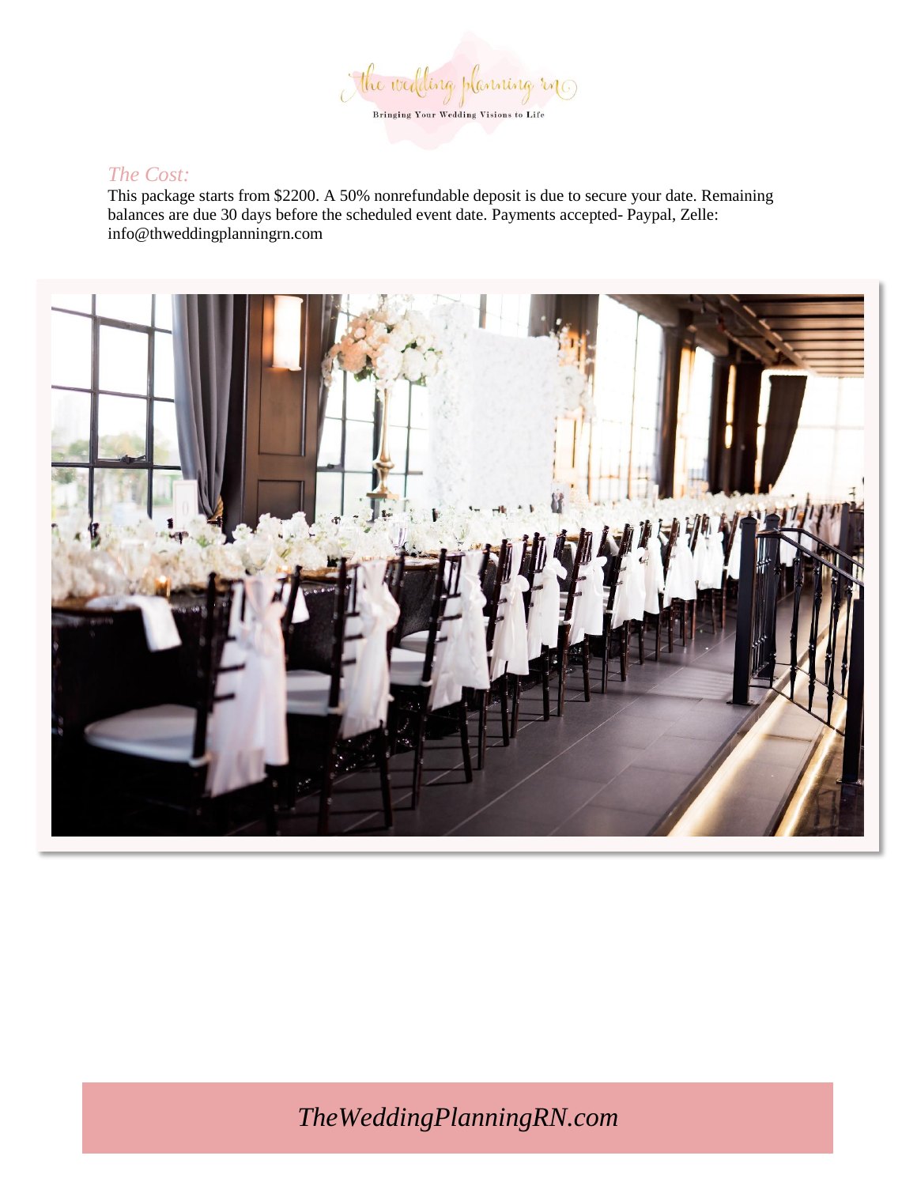*The Cost:*

This package starts from $2200. A 50% nonrefundable deposit is due to secure your date. Remaining balances are due 30 days before the scheduled event date. Payments accepted- Paypal, Zelle: info@thweddingplanningrn.com

*TheWeddingPlanningRN.com*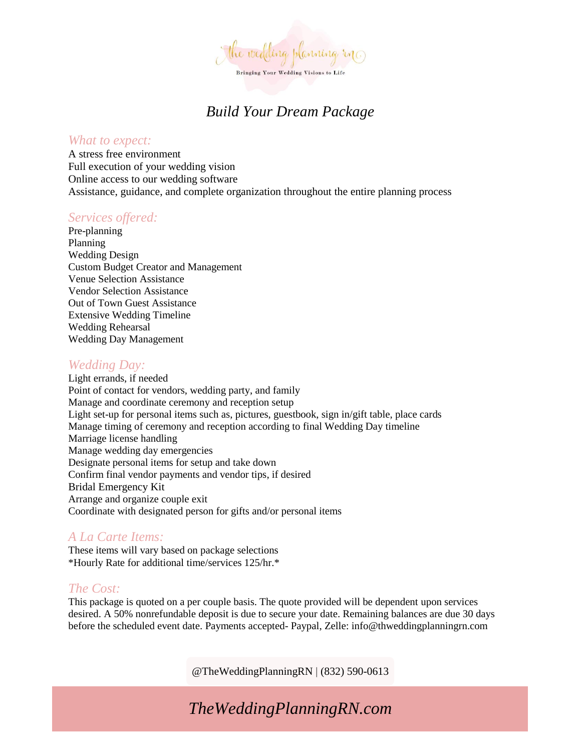# *Build Your Dream Package*

## *What to expect:*

A stress free environment
Full execution of your wedding vision
Online access to our wedding software
Assistance, guidance, and complete organization throughout the entire planning process

## *Services offered:*

Pre-planning
Planning
Wedding Design
Custom Budget Creator and Management
Venue Selection Assistance
Vendor Selection Assistance
Out of Town Guest Assistance
Extensive Wedding Timeline
Wedding Rehearsal
Wedding Day Management

## *Wedding Day:*

Light errands, if needed
Point of contact for vendors, wedding party, and family
Manage and coordinate ceremony and reception setup
Light set-up for personal items such as, pictures, guestbook, sign in/gift table, place cards
Manage timing of ceremony and reception according to final Wedding Day timeline
Marriage license handling
Manage wedding day emergencies
Designate personal items for setup and take down
Confirm final vendor payments and vendor tips, if desired
Bridal Emergency Kit
Arrange and organize couple exit
Coordinate with designated person for gifts and/or personal items

## *A La Carte Items:*

These items will vary based on package selections
*Hourly Rate for additional time/services 125/hr.*

## *The Cost:*

This package is quoted on a per couple basis. The quote provided will be dependent upon services desired. A 50% nonrefundable deposit is due to secure your date. Remaining balances are due 30 days before the scheduled event date. Payments accepted- Paypal, Zelle: info@thweddingplanningrn.com

@TheWeddingPlanningRN | (832) 590-0613

*TheWeddingPlanningRN.com*